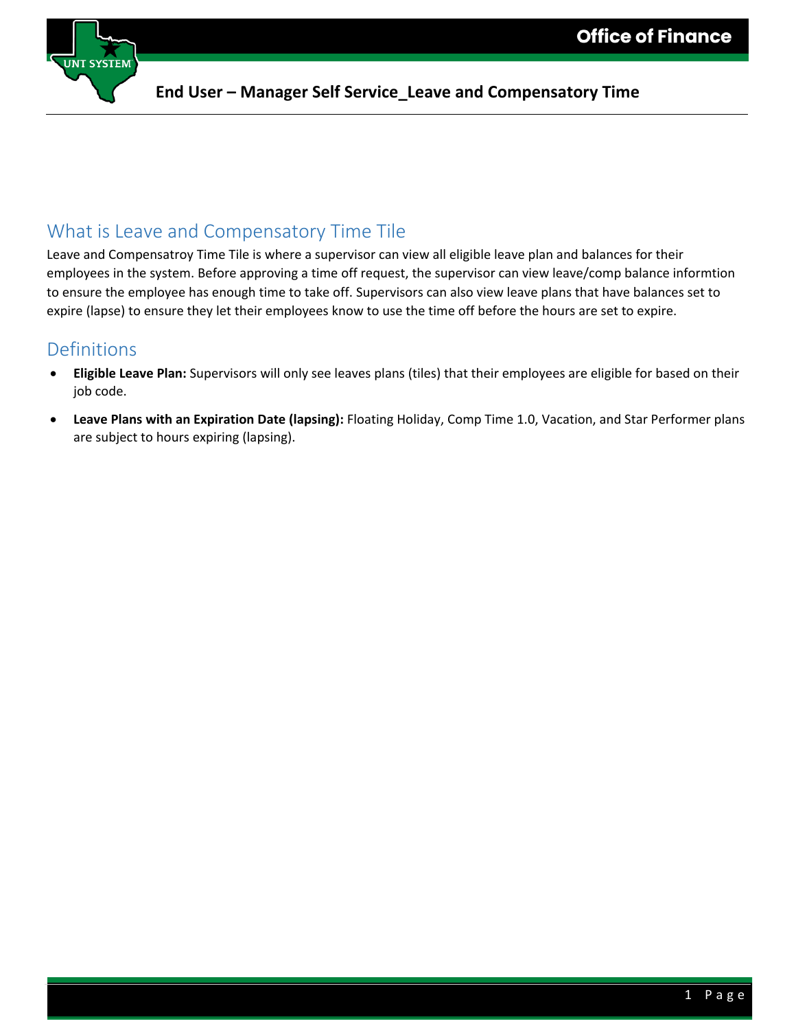# End User – Manager Self Service_Leave and Compensatory Time

## What is Leave and Compensatory Time Tile

Leave and Compensatroy Time Tile is where a supervisor can view all eligible leave plan and balances for their employees in the system. Before approving a time off request, the supervisor can view leave/comp balance informtion to ensure the employee has enough time to take off. Supervisors can also view leave plans that have balances set to expire (lapse) to ensure they let their employees know to use the time off before the hours are set to expire.

## Definitions

- **Eligible Leave Plan:** Supervisors will only see leaves plans (tiles) that their employees are eligible for based on their job code.
- **Leave Plans with an Expiration Date (lapsing):** Floating Holiday, Comp Time 1.0, Vacation, and Star Performer plans are subject to hours expiring (lapsing).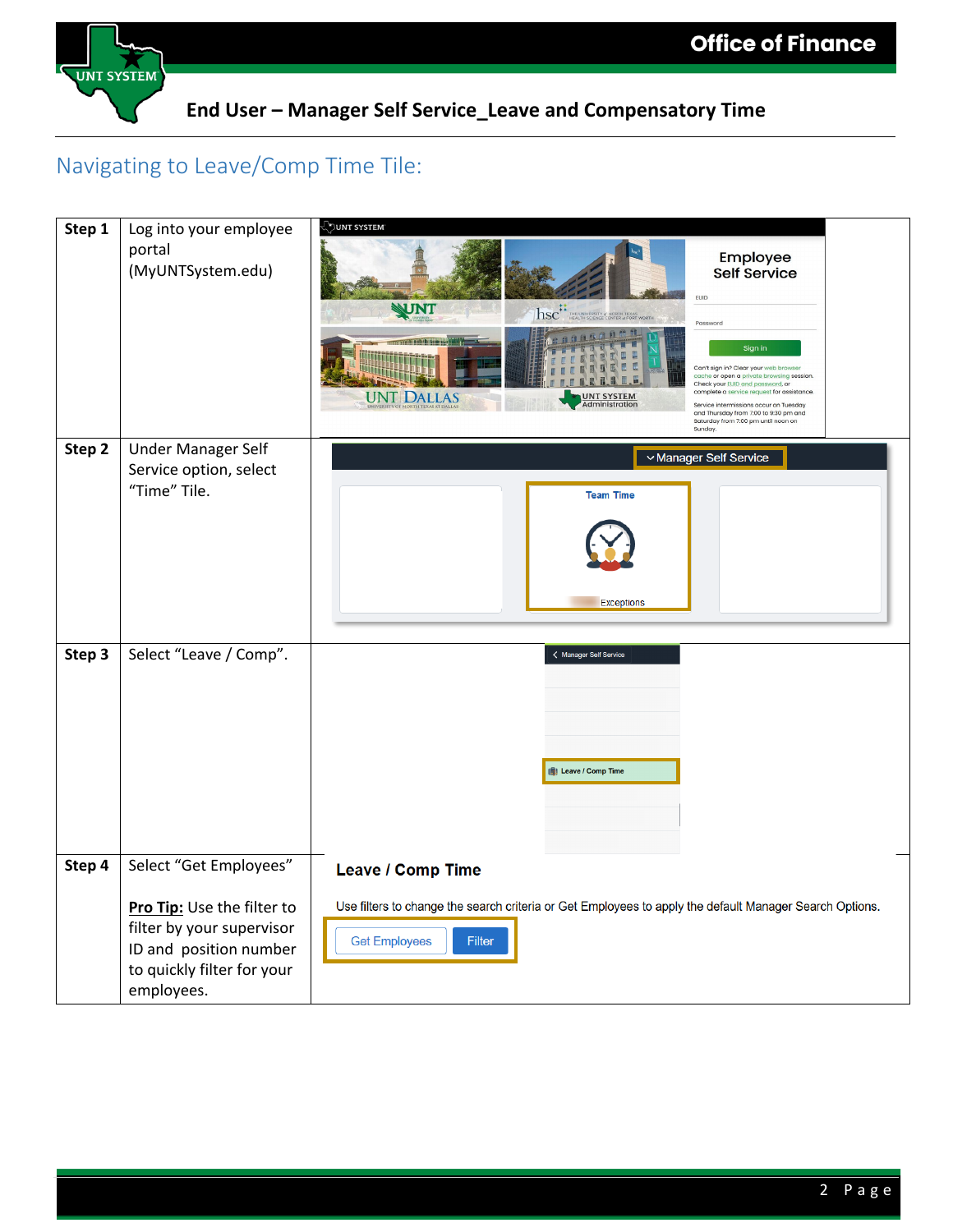## Navigating to Leave/Comp Time Tile:

| Step | Instruction | |
|---|---|---|
| **Step 1** | Log into your employee portal (MyUNTSystem.edu) | |
| **Step 2** | Under Manager Self Service option, select “Time” Tile. | |
| **Step 3** | Select “Leave / Comp”. | |
| **Step 4** | Select “Get Employees”<br><br>**Pro Tip:** Use the filter to filter by your supervisor ID and position number to quickly filter for your employees. | |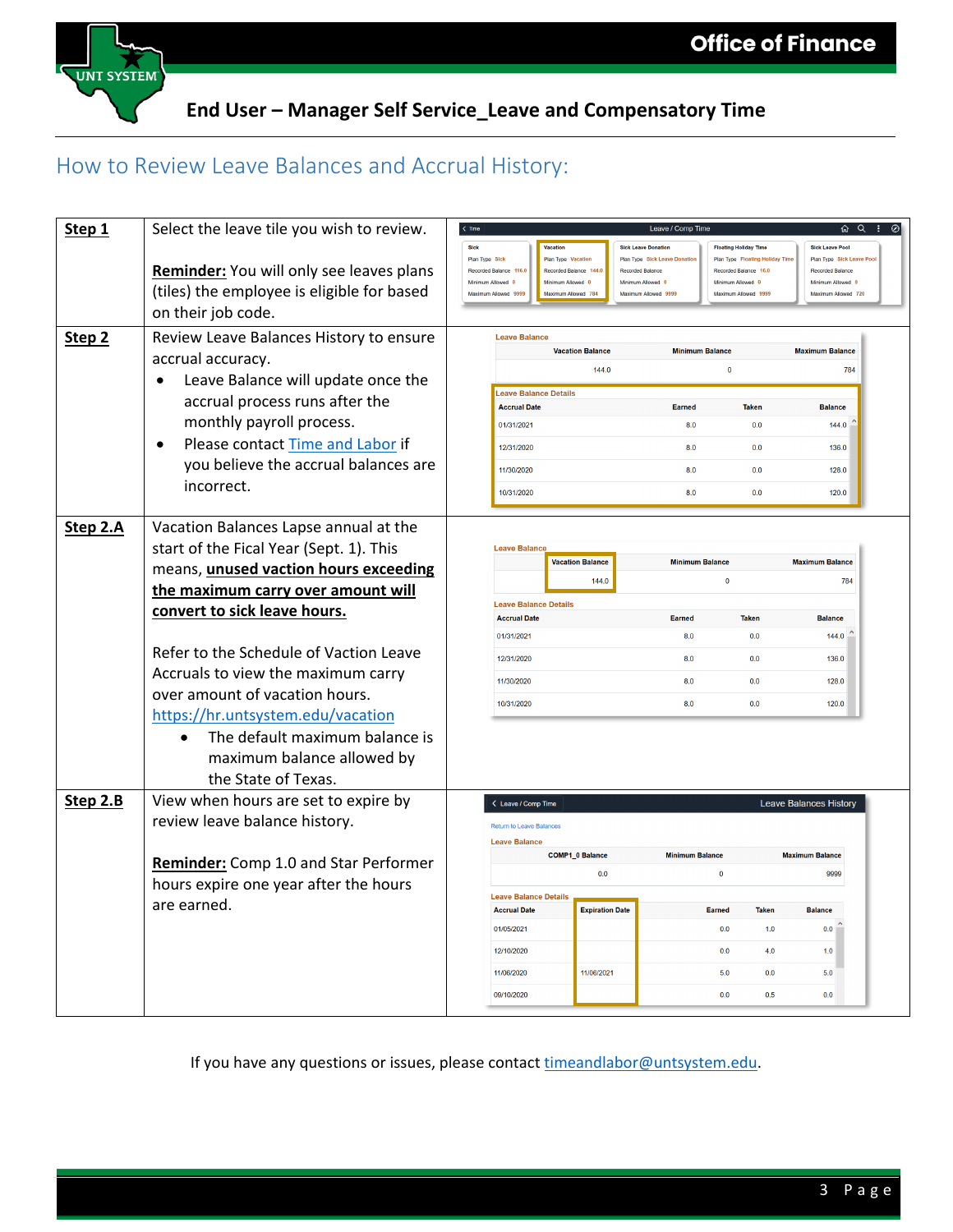# End User – Manager Self Service_Leave and Compensatory Time

## How to Review Leave Balances and Accrual History:

| | | |
|---|---|---|
| **Step 1** | Select the leave tile you wish to review.<br><br>**Reminder:** You will only see leaves plans (tiles) the employee is eligible for based on their job code. | |
| **Step 2** | Review Leave Balances History to ensure accrual accuracy.<br>• Leave Balance will update once the accrual process runs after the monthly payroll process.<br>• Please contact Time and Labor if you believe the accrual balances are incorrect. | |
| **Step 2.A** | Vacation Balances Lapse annual at the start of the Fical Year (Sept. 1). This means, **unused vaction hours exceeding the maximum carry over amount will convert to sick leave hours.**<br><br>Refer to the Schedule of Vaction Leave Accruals to view the maximum carry over amount of vacation hours. https://hr.untsystem.edu/vacation<br>• The default maximum balance is maximum balance allowed by the State of Texas. | |
| **Step 2.B** | View when hours are set to expire by review leave balance history.<br><br>**Reminder:** Comp 1.0 and Star Performer hours expire one year after the hours are earned. | |

If you have any questions or issues, please contact timeandlabor@untsystem.edu.